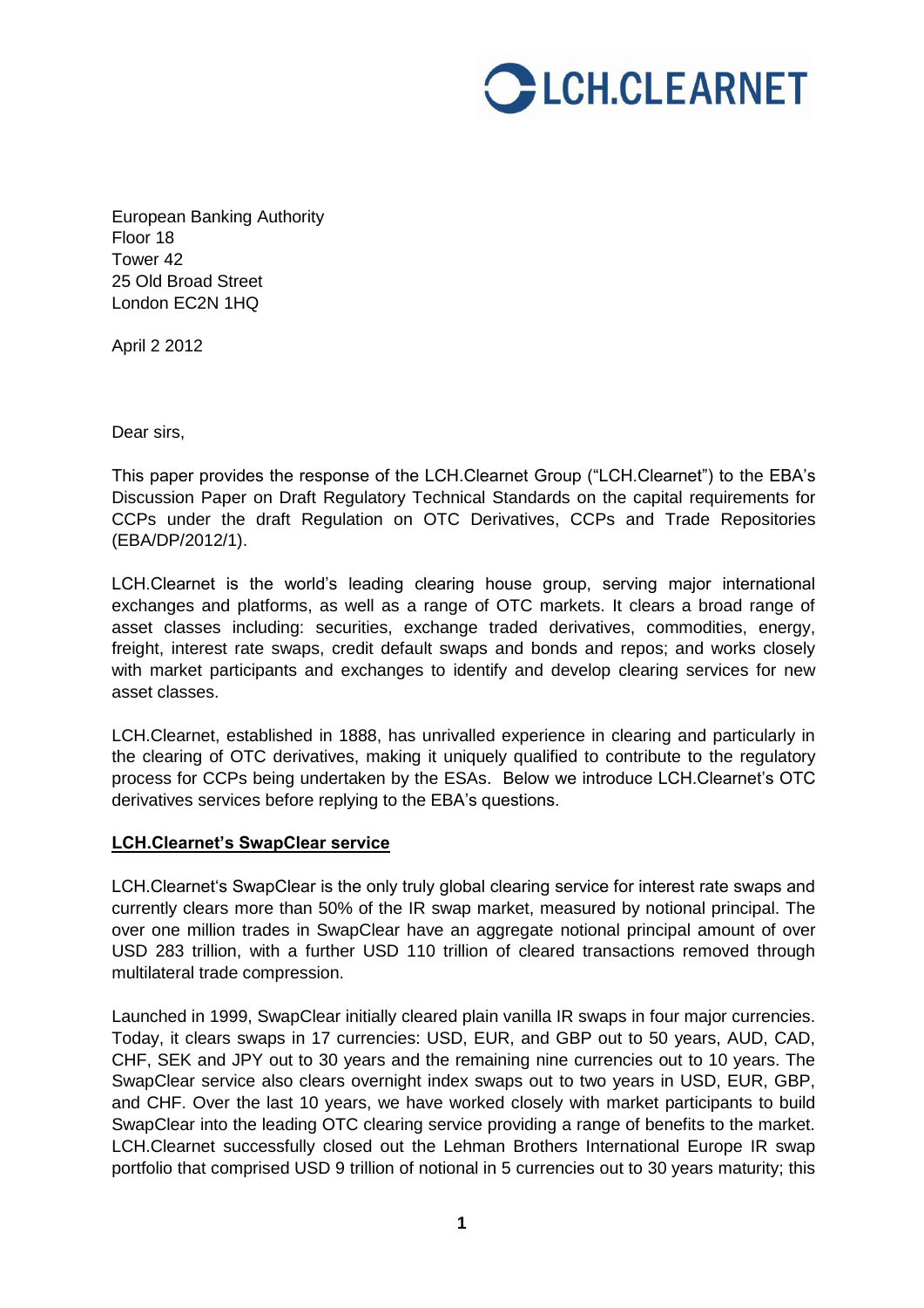LCH.CLEARNET

European Banking Authority
Floor 18
Tower 42
25 Old Broad Street
London EC2N 1HQ

April 2 2012

Dear sirs,

This paper provides the response of the LCH.Clearnet Group ("LCH.Clearnet") to the EBA's Discussion Paper on Draft Regulatory Technical Standards on the capital requirements for CCPs under the draft Regulation on OTC Derivatives, CCPs and Trade Repositories (EBA/DP/2012/1).

LCH.Clearnet is the world's leading clearing house group, serving major international exchanges and platforms, as well as a range of OTC markets. It clears a broad range of asset classes including: securities, exchange traded derivatives, commodities, energy, freight, interest rate swaps, credit default swaps and bonds and repos; and works closely with market participants and exchanges to identify and develop clearing services for new asset classes.

LCH.Clearnet, established in 1888, has unrivalled experience in clearing and particularly in the clearing of OTC derivatives, making it uniquely qualified to contribute to the regulatory process for CCPs being undertaken by the ESAs. Below we introduce LCH.Clearnet's OTC derivatives services before replying to the EBA's questions.

**<u>LCH.Clearnet's SwapClear service</u>**

LCH.Clearnet's SwapClear is the only truly global clearing service for interest rate swaps and currently clears more than 50% of the IR swap market, measured by notional principal. The over one million trades in SwapClear have an aggregate notional principal amount of over USD 283 trillion, with a further USD 110 trillion of cleared transactions removed through multilateral trade compression.

Launched in 1999, SwapClear initially cleared plain vanilla IR swaps in four major currencies. Today, it clears swaps in 17 currencies: USD, EUR, and GBP out to 50 years, AUD, CAD, CHF, SEK and JPY out to 30 years and the remaining nine currencies out to 10 years. The SwapClear service also clears overnight index swaps out to two years in USD, EUR, GBP, and CHF. Over the last 10 years, we have worked closely with market participants to build SwapClear into the leading OTC clearing service providing a range of benefits to the market. LCH.Clearnet successfully closed out the Lehman Brothers International Europe IR swap portfolio that comprised USD 9 trillion of notional in 5 currencies out to 30 years maturity; this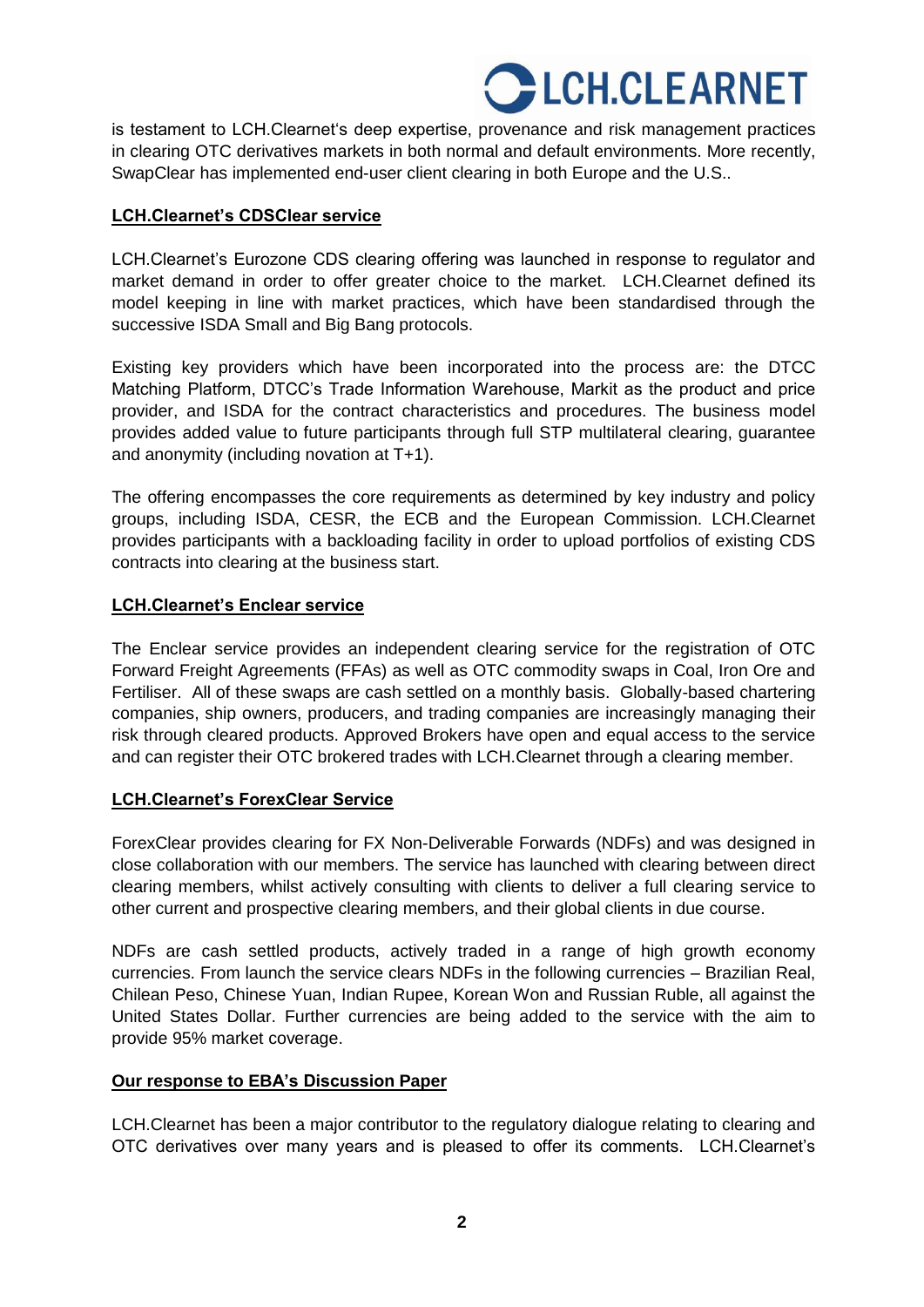is testament to LCH.Clearnet's deep expertise, provenance and risk management practices in clearing OTC derivatives markets in both normal and default environments. More recently, SwapClear has implemented end-user client clearing in both Europe and the U.S..

## LCH.Clearnet's CDSClear service

LCH.Clearnet's Eurozone CDS clearing offering was launched in response to regulator and market demand in order to offer greater choice to the market. LCH.Clearnet defined its model keeping in line with market practices, which have been standardised through the successive ISDA Small and Big Bang protocols.

Existing key providers which have been incorporated into the process are: the DTCC Matching Platform, DTCC's Trade Information Warehouse, Markit as the product and price provider, and ISDA for the contract characteristics and procedures. The business model provides added value to future participants through full STP multilateral clearing, guarantee and anonymity (including novation at T+1).

The offering encompasses the core requirements as determined by key industry and policy groups, including ISDA, CESR, the ECB and the European Commission. LCH.Clearnet provides participants with a backloading facility in order to upload portfolios of existing CDS contracts into clearing at the business start.

## LCH.Clearnet's Enclear service

The Enclear service provides an independent clearing service for the registration of OTC Forward Freight Agreements (FFAs) as well as OTC commodity swaps in Coal, Iron Ore and Fertiliser. All of these swaps are cash settled on a monthly basis. Globally-based chartering companies, ship owners, producers, and trading companies are increasingly managing their risk through cleared products. Approved Brokers have open and equal access to the service and can register their OTC brokered trades with LCH.Clearnet through a clearing member.

## LCH.Clearnet's ForexClear Service

ForexClear provides clearing for FX Non-Deliverable Forwards (NDFs) and was designed in close collaboration with our members. The service has launched with clearing between direct clearing members, whilst actively consulting with clients to deliver a full clearing service to other current and prospective clearing members, and their global clients in due course.

NDFs are cash settled products, actively traded in a range of high growth economy currencies. From launch the service clears NDFs in the following currencies – Brazilian Real, Chilean Peso, Chinese Yuan, Indian Rupee, Korean Won and Russian Ruble, all against the United States Dollar. Further currencies are being added to the service with the aim to provide 95% market coverage.

## Our response to EBA's Discussion Paper

LCH.Clearnet has been a major contributor to the regulatory dialogue relating to clearing and OTC derivatives over many years and is pleased to offer its comments. LCH.Clearnet's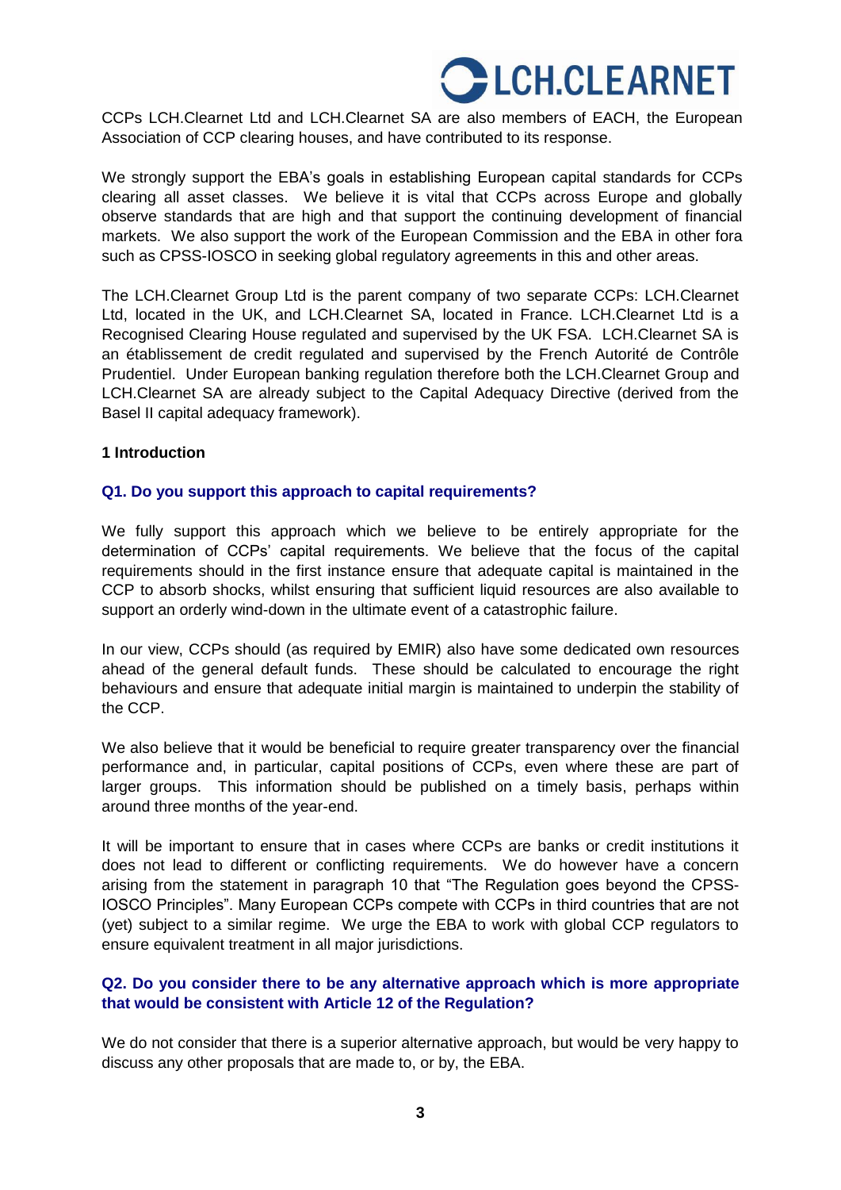CCPs LCH.Clearnet Ltd and LCH.Clearnet SA are also members of EACH, the European Association of CCP clearing houses, and have contributed to its response.

We strongly support the EBA's goals in establishing European capital standards for CCPs clearing all asset classes. We believe it is vital that CCPs across Europe and globally observe standards that are high and that support the continuing development of financial markets. We also support the work of the European Commission and the EBA in other fora such as CPSS-IOSCO in seeking global regulatory agreements in this and other areas.

The LCH.Clearnet Group Ltd is the parent company of two separate CCPs: LCH.Clearnet Ltd, located in the UK, and LCH.Clearnet SA, located in France. LCH.Clearnet Ltd is a Recognised Clearing House regulated and supervised by the UK FSA. LCH.Clearnet SA is an établissement de credit regulated and supervised by the French Autorité de Contrôle Prudentiel. Under European banking regulation therefore both the LCH.Clearnet Group and LCH.Clearnet SA are already subject to the Capital Adequacy Directive (derived from the Basel II capital adequacy framework).

## 1 Introduction

**Q1. Do you support this approach to capital requirements?**

We fully support this approach which we believe to be entirely appropriate for the determination of CCPs' capital requirements. We believe that the focus of the capital requirements should in the first instance ensure that adequate capital is maintained in the CCP to absorb shocks, whilst ensuring that sufficient liquid resources are also available to support an orderly wind-down in the ultimate event of a catastrophic failure.

In our view, CCPs should (as required by EMIR) also have some dedicated own resources ahead of the general default funds. These should be calculated to encourage the right behaviours and ensure that adequate initial margin is maintained to underpin the stability of the CCP.

We also believe that it would be beneficial to require greater transparency over the financial performance and, in particular, capital positions of CCPs, even where these are part of larger groups. This information should be published on a timely basis, perhaps within around three months of the year-end.

It will be important to ensure that in cases where CCPs are banks or credit institutions it does not lead to different or conflicting requirements. We do however have a concern arising from the statement in paragraph 10 that "The Regulation goes beyond the CPSS-IOSCO Principles". Many European CCPs compete with CCPs in third countries that are not (yet) subject to a similar regime. We urge the EBA to work with global CCP regulators to ensure equivalent treatment in all major jurisdictions.

**Q2. Do you consider there to be any alternative approach which is more appropriate that would be consistent with Article 12 of the Regulation?**

We do not consider that there is a superior alternative approach, but would be very happy to discuss any other proposals that are made to, or by, the EBA.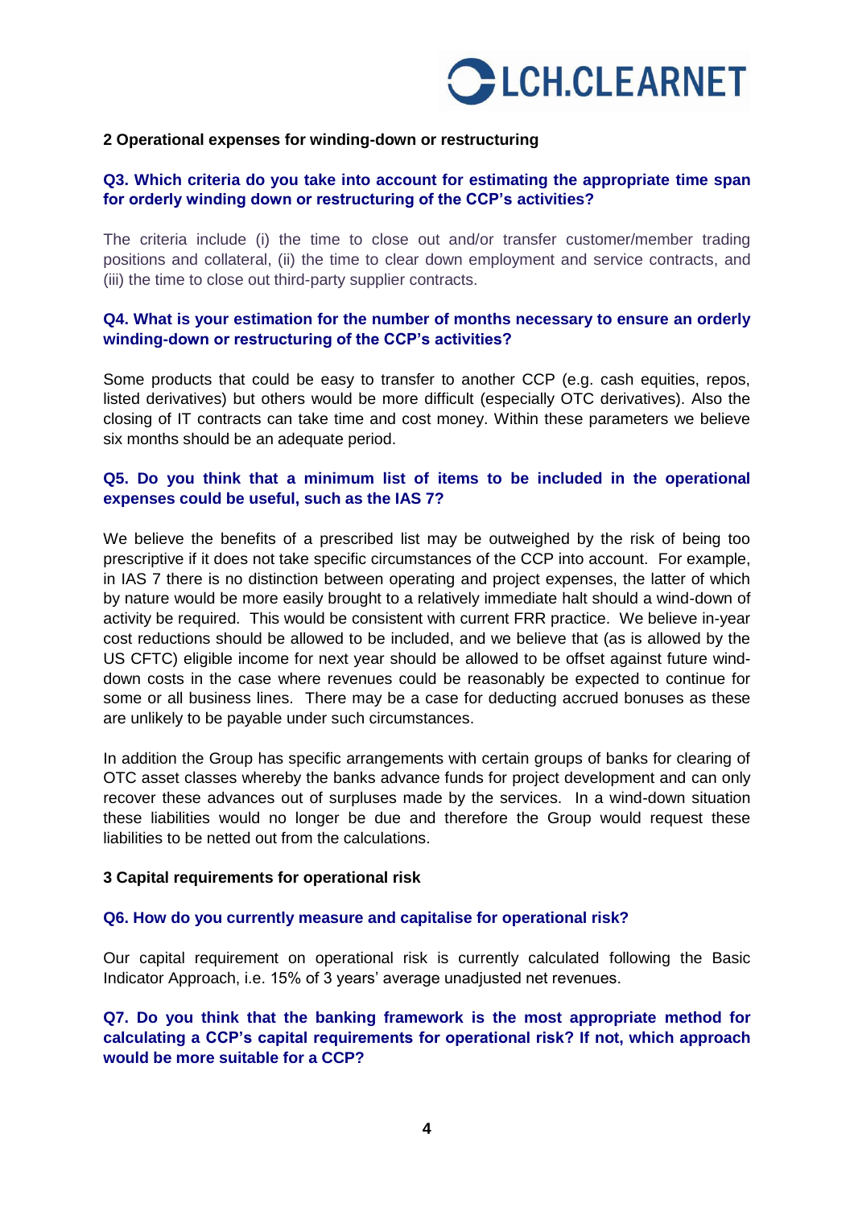## 2 Operational expenses for winding-down or restructuring

**Q3. Which criteria do you take into account for estimating the appropriate time span for orderly winding down or restructuring of the CCP's activities?**

The criteria include (i) the time to close out and/or transfer customer/member trading positions and collateral, (ii) the time to clear down employment and service contracts, and (iii) the time to close out third-party supplier contracts.

**Q4. What is your estimation for the number of months necessary to ensure an orderly winding-down or restructuring of the CCP's activities?**

Some products that could be easy to transfer to another CCP (e.g. cash equities, repos, listed derivatives) but others would be more difficult (especially OTC derivatives). Also the closing of IT contracts can take time and cost money. Within these parameters we believe six months should be an adequate period.

**Q5. Do you think that a minimum list of items to be included in the operational expenses could be useful, such as the IAS 7?**

We believe the benefits of a prescribed list may be outweighed by the risk of being too prescriptive if it does not take specific circumstances of the CCP into account. For example, in IAS 7 there is no distinction between operating and project expenses, the latter of which by nature would be more easily brought to a relatively immediate halt should a wind-down of activity be required. This would be consistent with current FRR practice. We believe in-year cost reductions should be allowed to be included, and we believe that (as is allowed by the US CFTC) eligible income for next year should be allowed to be offset against future wind-down costs in the case where revenues could be reasonably be expected to continue for some or all business lines. There may be a case for deducting accrued bonuses as these are unlikely to be payable under such circumstances.

In addition the Group has specific arrangements with certain groups of banks for clearing of OTC asset classes whereby the banks advance funds for project development and can only recover these advances out of surpluses made by the services. In a wind-down situation these liabilities would no longer be due and therefore the Group would request these liabilities to be netted out from the calculations.

## 3 Capital requirements for operational risk

**Q6. How do you currently measure and capitalise for operational risk?**

Our capital requirement on operational risk is currently calculated following the Basic Indicator Approach, i.e. 15% of 3 years' average unadjusted net revenues.

**Q7. Do you think that the banking framework is the most appropriate method for calculating a CCP's capital requirements for operational risk? If not, which approach would be more suitable for a CCP?**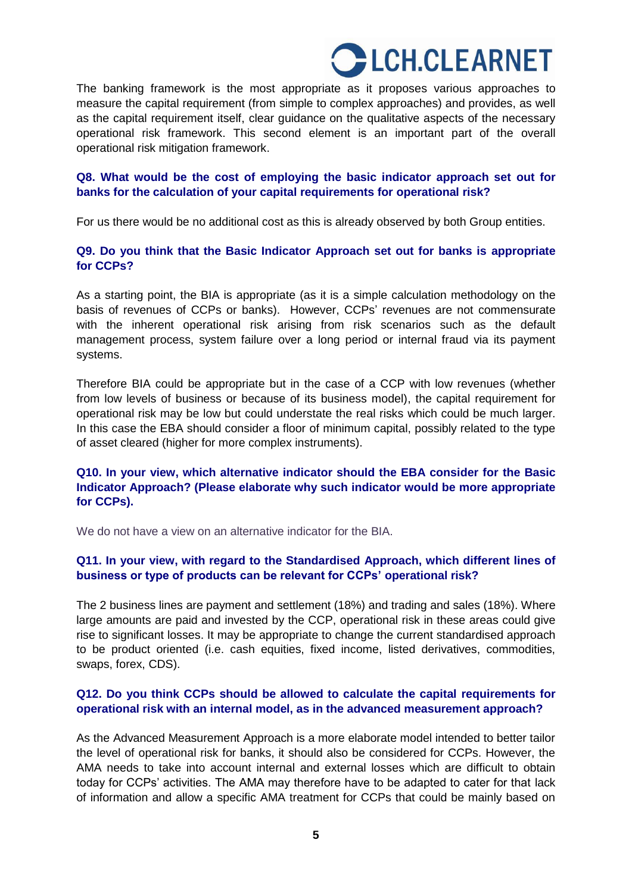The banking framework is the most appropriate as it proposes various approaches to measure the capital requirement (from simple to complex approaches) and provides, as well as the capital requirement itself, clear guidance on the qualitative aspects of the necessary operational risk framework. This second element is an important part of the overall operational risk mitigation framework.

**Q8. What would be the cost of employing the basic indicator approach set out for banks for the calculation of your capital requirements for operational risk?**

For us there would be no additional cost as this is already observed by both Group entities.

**Q9. Do you think that the Basic Indicator Approach set out for banks is appropriate for CCPs?**

As a starting point, the BIA is appropriate (as it is a simple calculation methodology on the basis of revenues of CCPs or banks). However, CCPs' revenues are not commensurate with the inherent operational risk arising from risk scenarios such as the default management process, system failure over a long period or internal fraud via its payment systems.

Therefore BIA could be appropriate but in the case of a CCP with low revenues (whether from low levels of business or because of its business model), the capital requirement for operational risk may be low but could understate the real risks which could be much larger. In this case the EBA should consider a floor of minimum capital, possibly related to the type of asset cleared (higher for more complex instruments).

**Q10. In your view, which alternative indicator should the EBA consider for the Basic Indicator Approach? (Please elaborate why such indicator would be more appropriate for CCPs).**

We do not have a view on an alternative indicator for the BIA.

**Q11. In your view, with regard to the Standardised Approach, which different lines of business or type of products can be relevant for CCPs' operational risk?**

The 2 business lines are payment and settlement (18%) and trading and sales (18%). Where large amounts are paid and invested by the CCP, operational risk in these areas could give rise to significant losses. It may be appropriate to change the current standardised approach to be product oriented (i.e. cash equities, fixed income, listed derivatives, commodities, swaps, forex, CDS).

**Q12. Do you think CCPs should be allowed to calculate the capital requirements for operational risk with an internal model, as in the advanced measurement approach?**

As the Advanced Measurement Approach is a more elaborate model intended to better tailor the level of operational risk for banks, it should also be considered for CCPs. However, the AMA needs to take into account internal and external losses which are difficult to obtain today for CCPs' activities. The AMA may therefore have to be adapted to cater for that lack of information and allow a specific AMA treatment for CCPs that could be mainly based on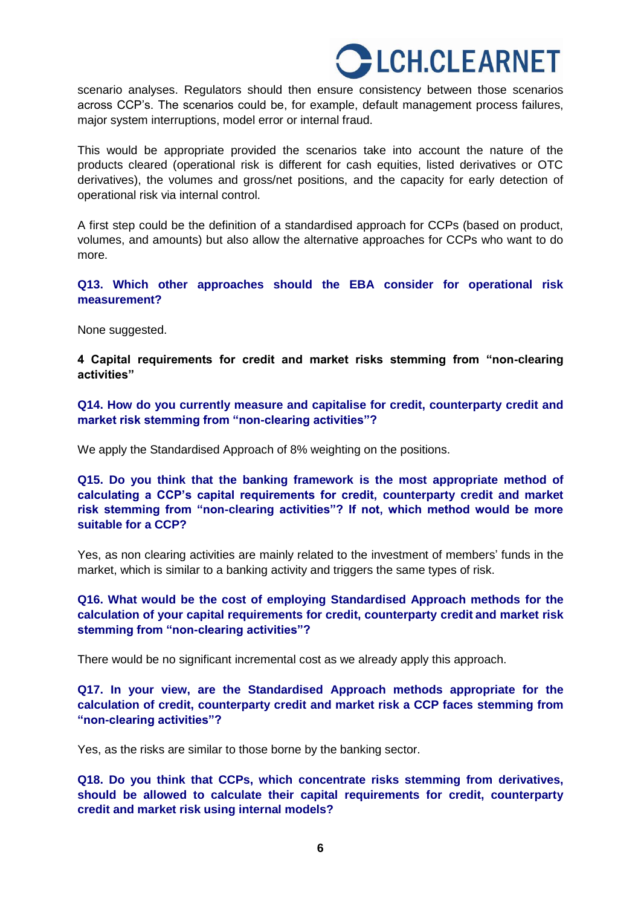scenario analyses. Regulators should then ensure consistency between those scenarios across CCP's. The scenarios could be, for example, default management process failures, major system interruptions, model error or internal fraud.

This would be appropriate provided the scenarios take into account the nature of the products cleared (operational risk is different for cash equities, listed derivatives or OTC derivatives), the volumes and gross/net positions, and the capacity for early detection of operational risk via internal control.

A first step could be the definition of a standardised approach for CCPs (based on product, volumes, and amounts) but also allow the alternative approaches for CCPs who want to do more.

**Q13. Which other approaches should the EBA consider for operational risk measurement?**

None suggested.

## 4 Capital requirements for credit and market risks stemming from "non-clearing activities"

**Q14. How do you currently measure and capitalise for credit, counterparty credit and market risk stemming from "non-clearing activities"?**

We apply the Standardised Approach of 8% weighting on the positions.

**Q15. Do you think that the banking framework is the most appropriate method of calculating a CCP's capital requirements for credit, counterparty credit and market risk stemming from "non-clearing activities"? If not, which method would be more suitable for a CCP?**

Yes, as non clearing activities are mainly related to the investment of members' funds in the market, which is similar to a banking activity and triggers the same types of risk.

**Q16. What would be the cost of employing Standardised Approach methods for the calculation of your capital requirements for credit, counterparty credit and market risk stemming from "non-clearing activities"?**

There would be no significant incremental cost as we already apply this approach.

**Q17. In your view, are the Standardised Approach methods appropriate for the calculation of credit, counterparty credit and market risk a CCP faces stemming from "non-clearing activities"?**

Yes, as the risks are similar to those borne by the banking sector.

**Q18. Do you think that CCPs, which concentrate risks stemming from derivatives, should be allowed to calculate their capital requirements for credit, counterparty credit and market risk using internal models?**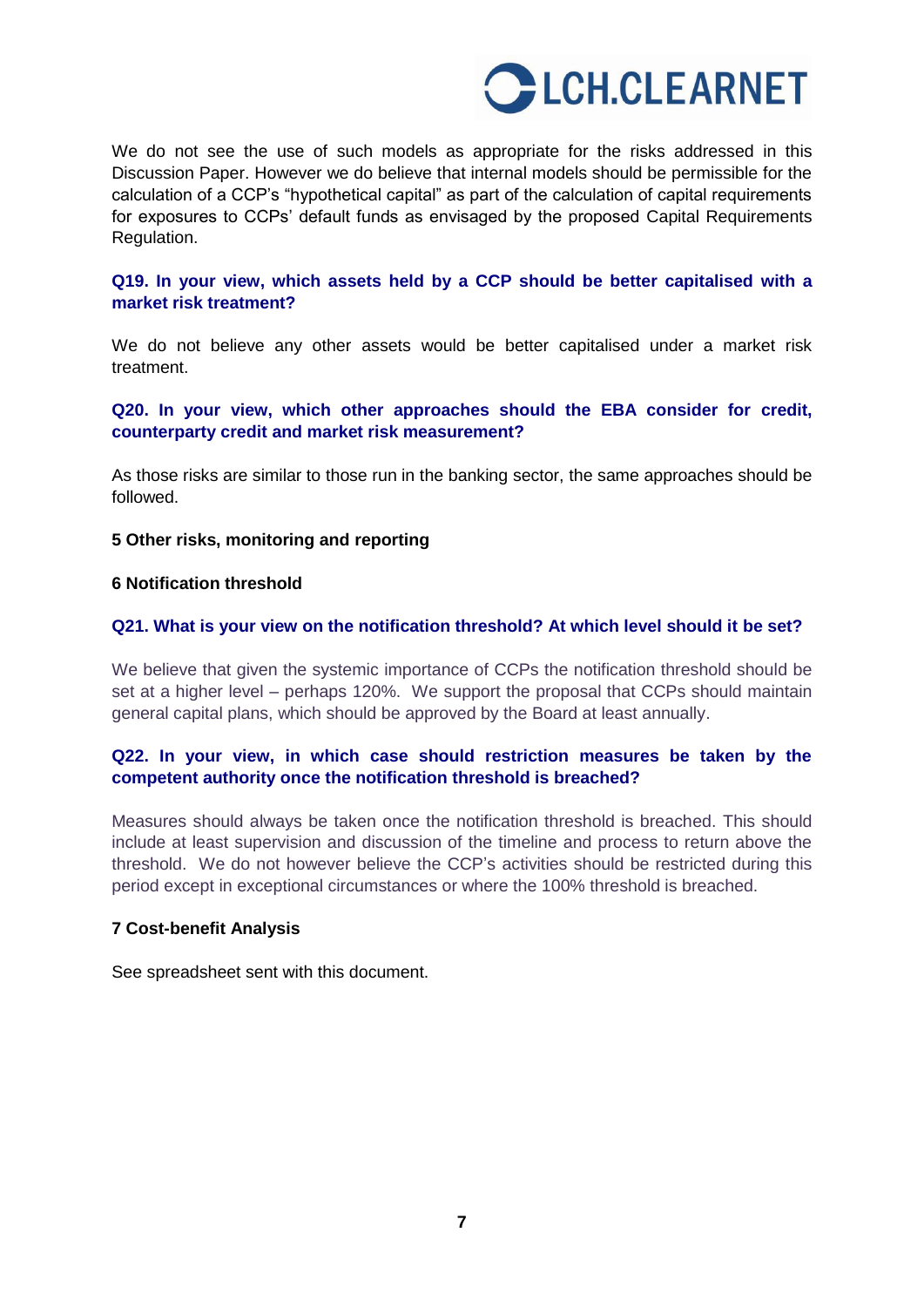We do not see the use of such models as appropriate for the risks addressed in this Discussion Paper. However we do believe that internal models should be permissible for the calculation of a CCP's "hypothetical capital" as part of the calculation of capital requirements for exposures to CCPs' default funds as envisaged by the proposed Capital Requirements Regulation.

**Q19. In your view, which assets held by a CCP should be better capitalised with a market risk treatment?**

We do not believe any other assets would be better capitalised under a market risk treatment.

**Q20. In your view, which other approaches should the EBA consider for credit, counterparty credit and market risk measurement?**

As those risks are similar to those run in the banking sector, the same approaches should be followed.

## 5 Other risks, monitoring and reporting

## 6 Notification threshold

**Q21. What is your view on the notification threshold? At which level should it be set?**

We believe that given the systemic importance of CCPs the notification threshold should be set at a higher level – perhaps 120%. We support the proposal that CCPs should maintain general capital plans, which should be approved by the Board at least annually.

**Q22. In your view, in which case should restriction measures be taken by the competent authority once the notification threshold is breached?**

Measures should always be taken once the notification threshold is breached. This should include at least supervision and discussion of the timeline and process to return above the threshold. We do not however believe the CCP's activities should be restricted during this period except in exceptional circumstances or where the 100% threshold is breached.

## 7 Cost-benefit Analysis

See spreadsheet sent with this document.